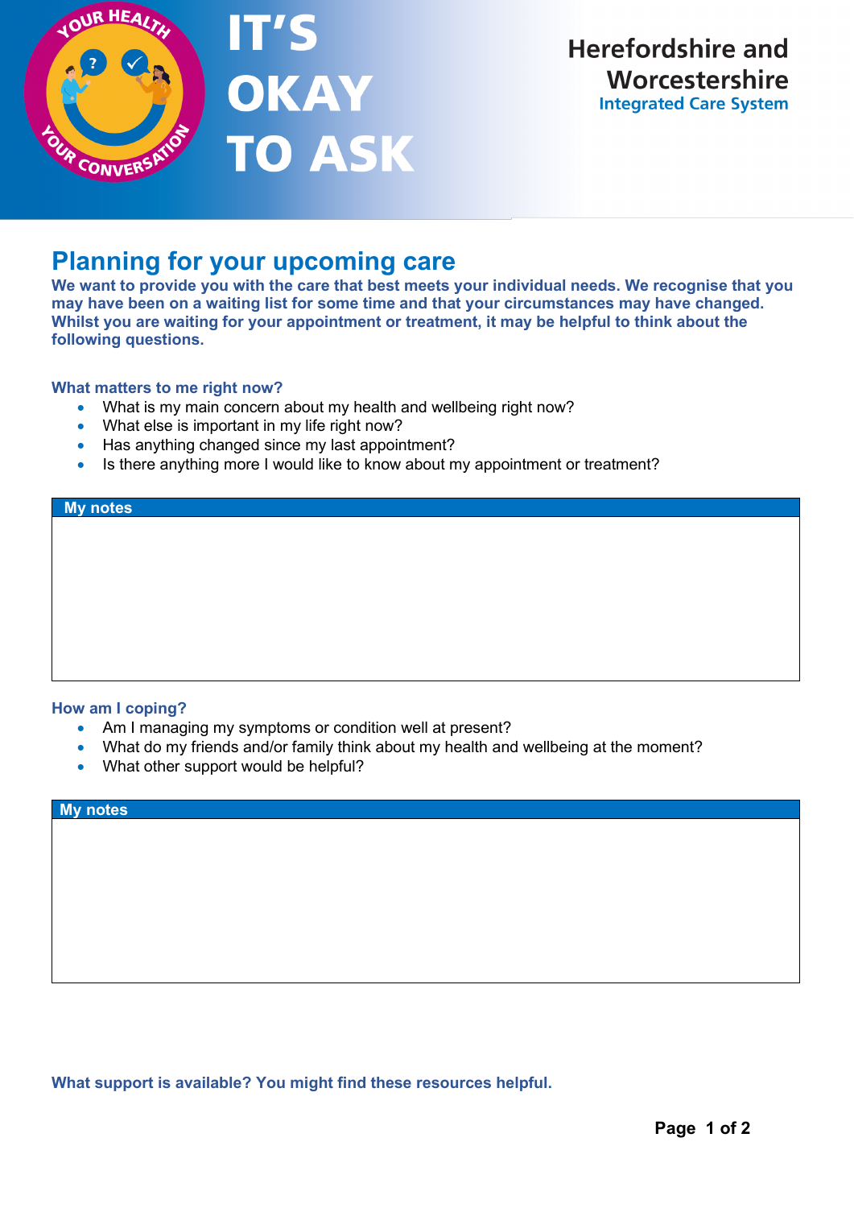# IT'S OKAY TO ASK

Herefordshire and Worcestershire
Integrated Care System

## Planning for your upcoming care

**We want to provide you with the care that best meets your individual needs. We recognise that you may have been on a waiting list for some time and that your circumstances may have changed. Whilst you are waiting for your appointment or treatment, it may be helpful to think about the following questions.**

### What matters to me right now?

- What is my main concern about my health and wellbeing right now?
- What else is important in my life right now?
- Has anything changed since my last appointment?
- Is there anything more I would like to know about my appointment or treatment?

| My notes |
|---|
| |

### How am I coping?

- Am I managing my symptoms or condition well at present?
- What do my friends and/or family think about my health and wellbeing at the moment?
- What other support would be helpful?

| My notes |
|---|
| |

**What support is available? You might find these resources helpful.**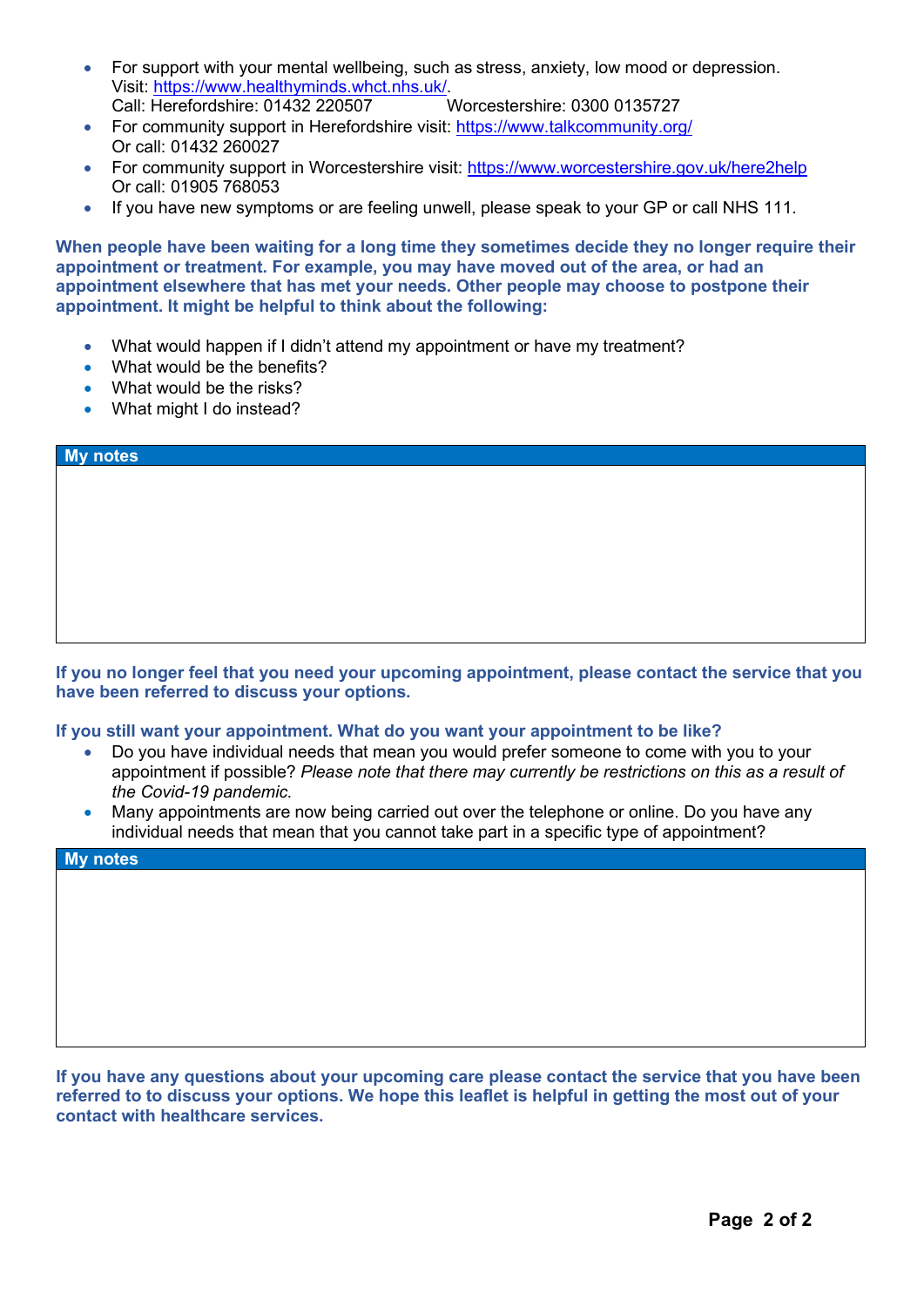- For support with your mental wellbeing, such as stress, anxiety, low mood or depression. Visit: https://www.healthyminds.whct.nhs.uk/.
  Call: Herefordshire: 01432 220507 Worcestershire: 0300 0135727
- For community support in Herefordshire visit: https://www.talkcommunity.org/
  Or call: 01432 260027
- For community support in Worcestershire visit: https://www.worcestershire.gov.uk/here2help
  Or call: 01905 768053
- If you have new symptoms or are feeling unwell, please speak to your GP or call NHS 111.

**When people have been waiting for a long time they sometimes decide they no longer require their appointment or treatment. For example, you may have moved out of the area, or had an appointment elsewhere that has met your needs. Other people may choose to postpone their appointment. It might be helpful to think about the following:**

- What would happen if I didn't attend my appointment or have my treatment?
- What would be the benefits?
- What would be the risks?
- What might I do instead?

| My notes |
|---|
| |

**If you no longer feel that you need your upcoming appointment, please contact the service that you have been referred to discuss your options.**

**If you still want your appointment. What do you want your appointment to be like?**

- Do you have individual needs that mean you would prefer someone to come with you to your appointment if possible? *Please note that there may currently be restrictions on this as a result of the Covid-19 pandemic.*
- Many appointments are now being carried out over the telephone or online. Do you have any individual needs that mean that you cannot take part in a specific type of appointment?

| My notes |
|---|
| |

**If you have any questions about your upcoming care please contact the service that you have been referred to to discuss your options. We hope this leaflet is helpful in getting the most out of your contact with healthcare services.**